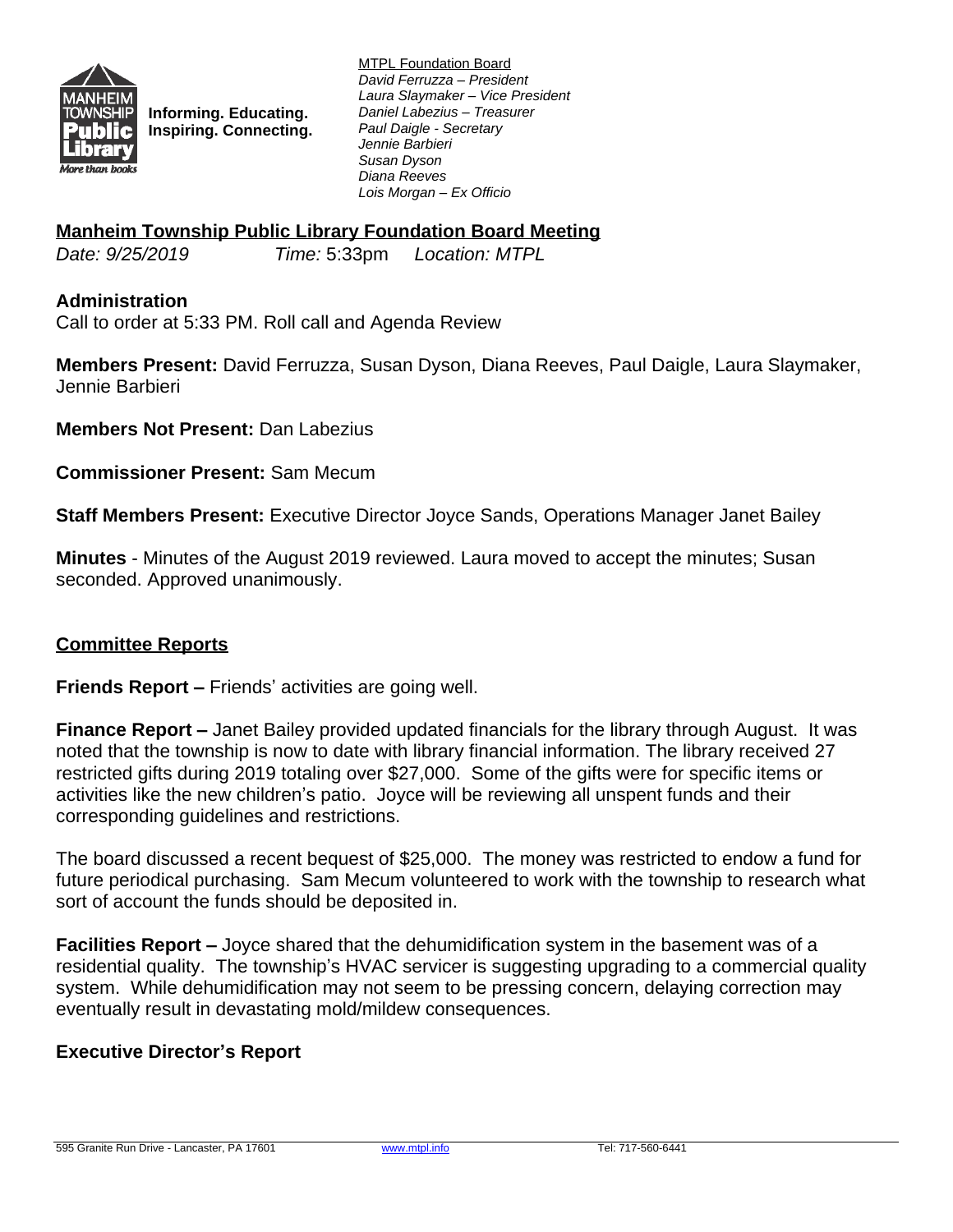MANHEIM TOWNSHIP Public Library More than books

**Informing. Educating. Inspiring. Connecting.**

MTPL Foundation Board
*David Ferruzza – President*
*Laura Slaymaker – Vice President*
*Daniel Labezius – Treasurer*
*Paul Daigle - Secretary*
*Jennie Barbieri*
*Susan Dyson*
*Diana Reeves*
*Lois Morgan – Ex Officio*

## Manheim Township Public Library Foundation Board Meeting

*Date: 9/25/2019* *Time:* 5:33pm *Location: MTPL*

### Administration

Call to order at 5:33 PM. Roll call and Agenda Review

**Members Present:** David Ferruzza, Susan Dyson, Diana Reeves, Paul Daigle, Laura Slaymaker, Jennie Barbieri

**Members Not Present:** Dan Labezius

**Commissioner Present:** Sam Mecum

**Staff Members Present:** Executive Director Joyce Sands, Operations Manager Janet Bailey

**Minutes** - Minutes of the August 2019 reviewed. Laura moved to accept the minutes; Susan seconded. Approved unanimously.

## Committee Reports

**Friends Report –** Friends' activities are going well.

**Finance Report –** Janet Bailey provided updated financials for the library through August. It was noted that the township is now to date with library financial information. The library received 27 restricted gifts during 2019 totaling over $27,000. Some of the gifts were for specific items or activities like the new children's patio. Joyce will be reviewing all unspent funds and their corresponding guidelines and restrictions.

The board discussed a recent bequest of $25,000. The money was restricted to endow a fund for future periodical purchasing. Sam Mecum volunteered to work with the township to research what sort of account the funds should be deposited in.

**Facilities Report –** Joyce shared that the dehumidification system in the basement was of a residential quality. The township's HVAC servicer is suggesting upgrading to a commercial quality system. While dehumidification may not seem to be pressing concern, delaying correction may eventually result in devastating mold/mildew consequences.

### Executive Director's Report

595 Granite Run Drive - Lancaster, PA 17601 www.mtpl.info Tel: 717-560-6441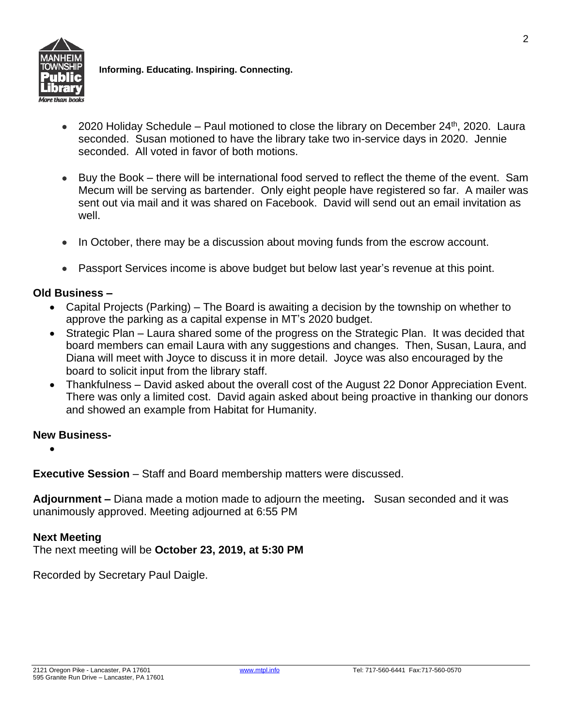**Informing. Educating. Inspiring. Connecting.**

- 2020 Holiday Schedule – Paul motioned to close the library on December 24th, 2020. Laura seconded. Susan motioned to have the library take two in-service days in 2020. Jennie seconded. All voted in favor of both motions.
- Buy the Book – there will be international food served to reflect the theme of the event. Sam Mecum will be serving as bartender. Only eight people have registered so far. A mailer was sent out via mail and it was shared on Facebook. David will send out an email invitation as well.
- In October, there may be a discussion about moving funds from the escrow account.
- Passport Services income is above budget but below last year's revenue at this point.

**Old Business –**

- Capital Projects (Parking) – The Board is awaiting a decision by the township on whether to approve the parking as a capital expense in MT's 2020 budget.
- Strategic Plan – Laura shared some of the progress on the Strategic Plan. It was decided that board members can email Laura with any suggestions and changes. Then, Susan, Laura, and Diana will meet with Joyce to discuss it in more detail. Joyce was also encouraged by the board to solicit input from the library staff.
- Thankfulness – David asked about the overall cost of the August 22 Donor Appreciation Event. There was only a limited cost. David again asked about being proactive in thanking our donors and showed an example from Habitat for Humanity.

**New Business-**

-

**Executive Session** – Staff and Board membership matters were discussed.

**Adjournment –** Diana made a motion made to adjourn the meeting**.** Susan seconded and it was unanimously approved. Meeting adjourned at 6:55 PM

**Next Meeting**

The next meeting will be **October 23, 2019, at 5:30 PM**

Recorded by Secretary Paul Daigle.

2121 Oregon Pike - Lancaster, PA 17601
595 Granite Run Drive – Lancaster, PA 17601 www.mtpl.info Tel: 717-560-6441 Fax:717-560-0570